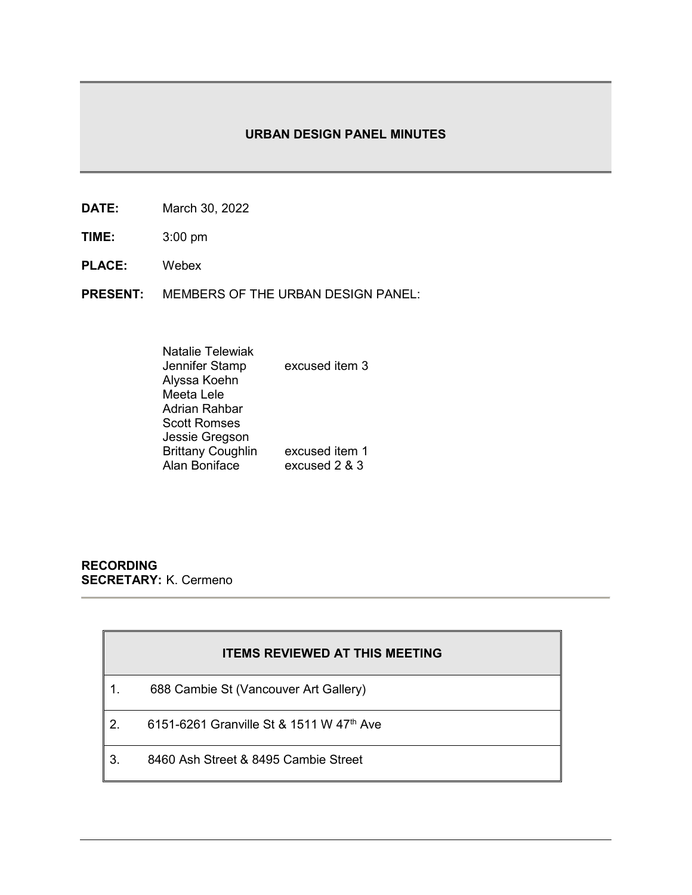# URBAN DESIGN PANEL MINUTES

**DATE:** March 30, 2022

**TIME:** 3:00 pm

**PLACE:** Webex

**PRESENT:** MEMBERS OF THE URBAN DESIGN PANEL:

| | |
|---|---|
| Natalie Telewiak | |
| Jennifer Stamp | excused item 3 |
| Alyssa Koehn | |
| Meeta Lele | |
| Adrian Rahbar | |
| Scott Romses | |
| Jessie Gregson | |
| Brittany Coughlin | excused item 1 |
| Alan Boniface | excused 2 & 3 |

**RECORDING SECRETARY:** K. Cermeno

| ITEMS REVIEWED AT THIS MEETING | |
|---|---|
| 1. | 688 Cambie St (Vancouver Art Gallery) |
| 2. | 6151-6261 Granville St & 1511 W 47th Ave |
| 3. | 8460 Ash Street & 8495 Cambie Street |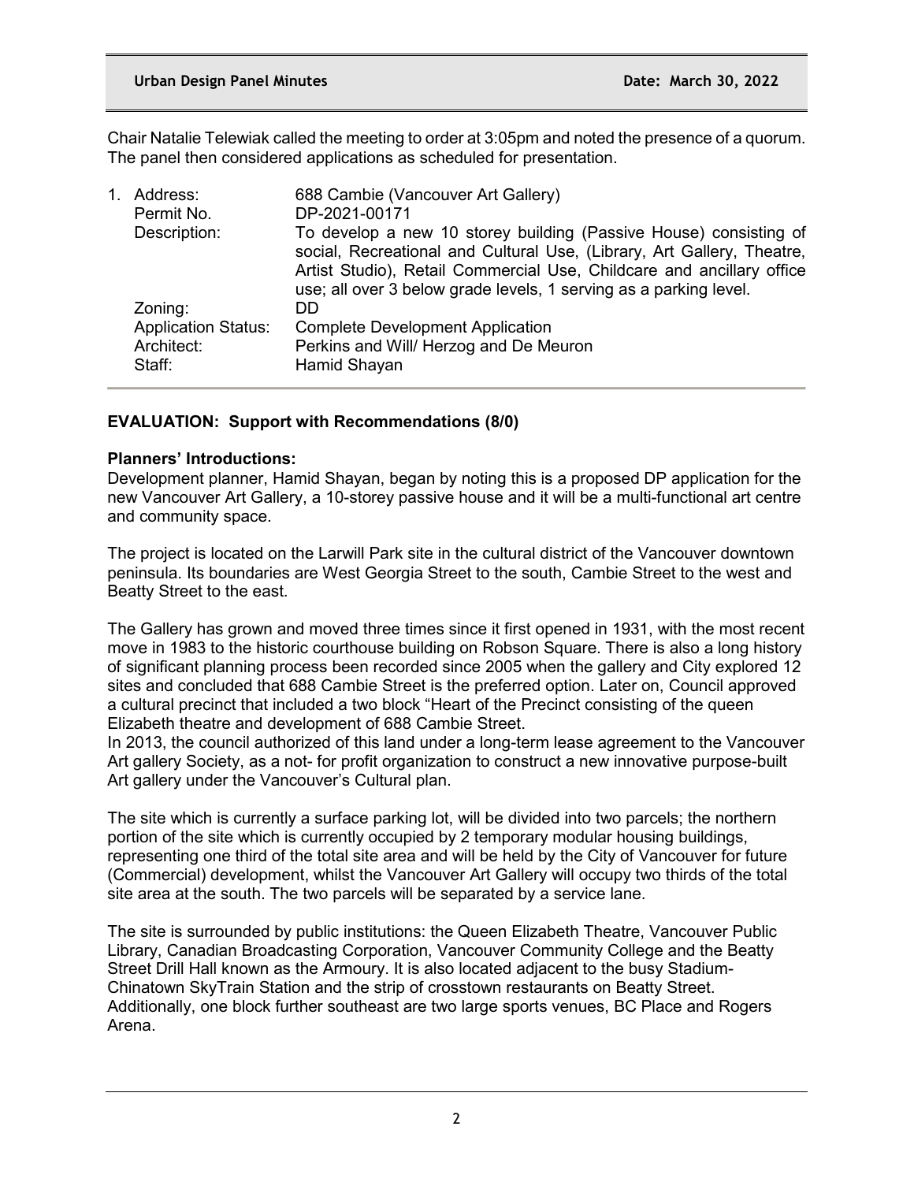Chair Natalie Telewiak called the meeting to order at 3:05pm and noted the presence of a quorum. The panel then considered applications as scheduled for presentation.

1. Address: 688 Cambie (Vancouver Art Gallery)
   Permit No. DP-2021-00171
   Description: To develop a new 10 storey building (Passive House) consisting of social, Recreational and Cultural Use, (Library, Art Gallery, Theatre, Artist Studio), Retail Commercial Use, Childcare and ancillary office use; all over 3 below grade levels, 1 serving as a parking level.
   Zoning: DD
   Application Status: Complete Development Application
   Architect: Perkins and Will/ Herzog and De Meuron
   Staff: Hamid Shayan

**EVALUATION: Support with Recommendations (8/0)**

**Planners' Introductions:**
Development planner, Hamid Shayan, began by noting this is a proposed DP application for the new Vancouver Art Gallery, a 10-storey passive house and it will be a multi-functional art centre and community space.

The project is located on the Larwill Park site in the cultural district of the Vancouver downtown peninsula. Its boundaries are West Georgia Street to the south, Cambie Street to the west and Beatty Street to the east.

The Gallery has grown and moved three times since it first opened in 1931, with the most recent move in 1983 to the historic courthouse building on Robson Square. There is also a long history of significant planning process been recorded since 2005 when the gallery and City explored 12 sites and concluded that 688 Cambie Street is the preferred option. Later on, Council approved a cultural precinct that included a two block "Heart of the Precinct consisting of the queen Elizabeth theatre and development of 688 Cambie Street.
In 2013, the council authorized of this land under a long-term lease agreement to the Vancouver Art gallery Society, as a not- for profit organization to construct a new innovative purpose-built Art gallery under the Vancouver's Cultural plan.

The site which is currently a surface parking lot, will be divided into two parcels; the northern portion of the site which is currently occupied by 2 temporary modular housing buildings, representing one third of the total site area and will be held by the City of Vancouver for future (Commercial) development, whilst the Vancouver Art Gallery will occupy two thirds of the total site area at the south. The two parcels will be separated by a service lane.

The site is surrounded by public institutions: the Queen Elizabeth Theatre, Vancouver Public Library, Canadian Broadcasting Corporation, Vancouver Community College and the Beatty Street Drill Hall known as the Armoury. It is also located adjacent to the busy Stadium-Chinatown SkyTrain Station and the strip of crosstown restaurants on Beatty Street. Additionally, one block further southeast are two large sports venues, BC Place and Rogers Arena.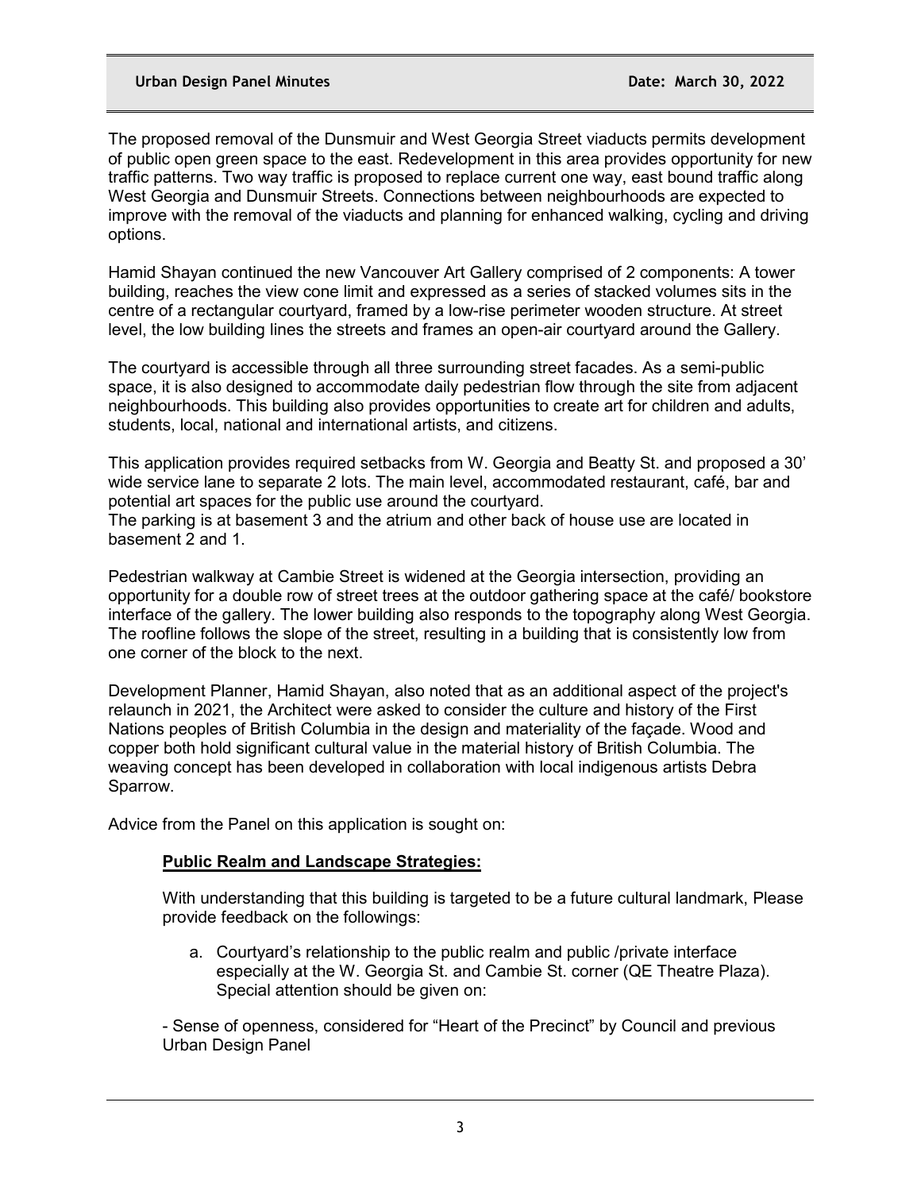The proposed removal of the Dunsmuir and West Georgia Street viaducts permits development of public open green space to the east. Redevelopment in this area provides opportunity for new traffic patterns. Two way traffic is proposed to replace current one way, east bound traffic along West Georgia and Dunsmuir Streets. Connections between neighbourhoods are expected to improve with the removal of the viaducts and planning for enhanced walking, cycling and driving options.

Hamid Shayan continued the new Vancouver Art Gallery comprised of 2 components: A tower building, reaches the view cone limit and expressed as a series of stacked volumes sits in the centre of a rectangular courtyard, framed by a low-rise perimeter wooden structure. At street level, the low building lines the streets and frames an open-air courtyard around the Gallery.

The courtyard is accessible through all three surrounding street facades. As a semi-public space, it is also designed to accommodate daily pedestrian flow through the site from adjacent neighbourhoods. This building also provides opportunities to create art for children and adults, students, local, national and international artists, and citizens.

This application provides required setbacks from W. Georgia and Beatty St. and proposed a 30' wide service lane to separate 2 lots. The main level, accommodated restaurant, café, bar and potential art spaces for the public use around the courtyard.
The parking is at basement 3 and the atrium and other back of house use are located in basement 2 and 1.

Pedestrian walkway at Cambie Street is widened at the Georgia intersection, providing an opportunity for a double row of street trees at the outdoor gathering space at the café/ bookstore interface of the gallery. The lower building also responds to the topography along West Georgia. The roofline follows the slope of the street, resulting in a building that is consistently low from one corner of the block to the next.

Development Planner, Hamid Shayan, also noted that as an additional aspect of the project's relaunch in 2021, the Architect were asked to consider the culture and history of the First Nations peoples of British Columbia in the design and materiality of the façade. Wood and copper both hold significant cultural value in the material history of British Columbia. The weaving concept has been developed in collaboration with local indigenous artists Debra Sparrow.

Advice from the Panel on this application is sought on:

**Public Realm and Landscape Strategies:**

With understanding that this building is targeted to be a future cultural landmark, Please provide feedback on the followings:

a. Courtyard's relationship to the public realm and public /private interface especially at the W. Georgia St. and Cambie St. corner (QE Theatre Plaza). Special attention should be given on:

- Sense of openness, considered for "Heart of the Precinct" by Council and previous Urban Design Panel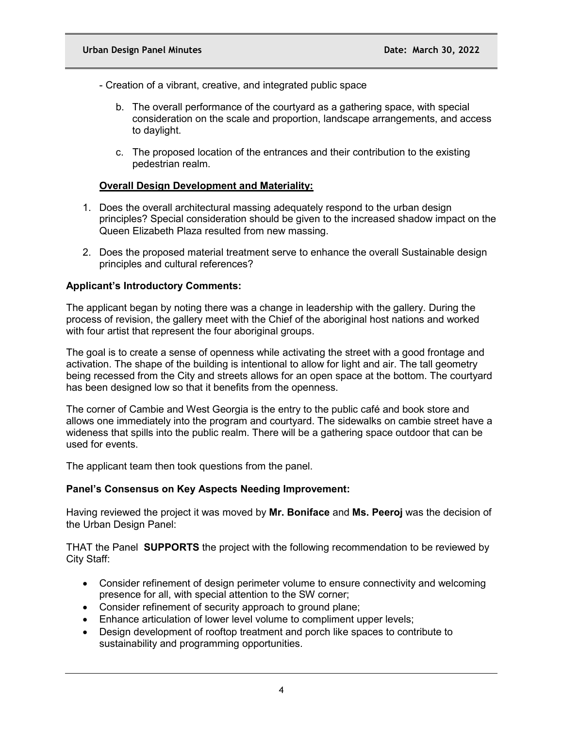- Creation of a vibrant, creative, and integrated public space

    b. The overall performance of the courtyard as a gathering space, with special consideration on the scale and proportion, landscape arrangements, and access to daylight.

    c. The proposed location of the entrances and their contribution to the existing pedestrian realm.

**Overall Design Development and Materiality:**

1. Does the overall architectural massing adequately respond to the urban design principles? Special consideration should be given to the increased shadow impact on the Queen Elizabeth Plaza resulted from new massing.

2. Does the proposed material treatment serve to enhance the overall Sustainable design principles and cultural references?

**Applicant's Introductory Comments:**

The applicant began by noting there was a change in leadership with the gallery. During the process of revision, the gallery meet with the Chief of the aboriginal host nations and worked with four artist that represent the four aboriginal groups.

The goal is to create a sense of openness while activating the street with a good frontage and activation. The shape of the building is intentional to allow for light and air. The tall geometry being recessed from the City and streets allows for an open space at the bottom. The courtyard has been designed low so that it benefits from the openness.

The corner of Cambie and West Georgia is the entry to the public café and book store and allows one immediately into the program and courtyard. The sidewalks on cambie street have a wideness that spills into the public realm. There will be a gathering space outdoor that can be used for events.

The applicant team then took questions from the panel.

**Panel's Consensus on Key Aspects Needing Improvement:**

Having reviewed the project it was moved by **Mr. Boniface** and **Ms. Peeroj** was the decision of the Urban Design Panel:

THAT the Panel **SUPPORTS** the project with the following recommendation to be reviewed by City Staff:

- Consider refinement of design perimeter volume to ensure connectivity and welcoming presence for all, with special attention to the SW corner;
- Consider refinement of security approach to ground plane;
- Enhance articulation of lower level volume to compliment upper levels;
- Design development of rooftop treatment and porch like spaces to contribute to sustainability and programming opportunities.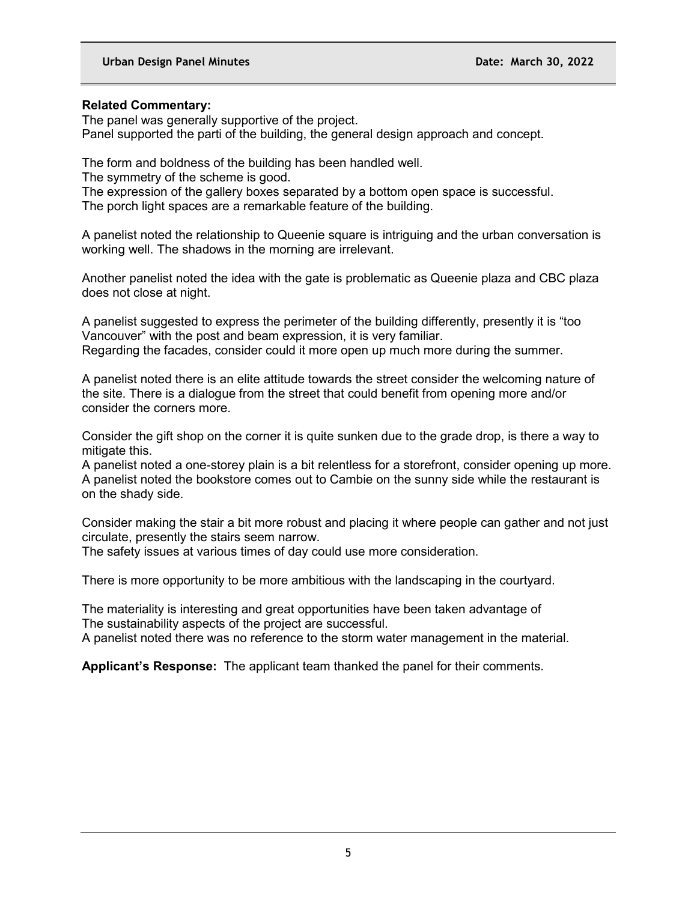**Related Commentary:**
The panel was generally supportive of the project.
Panel supported the parti of the building, the general design approach and concept.

The form and boldness of the building has been handled well.
The symmetry of the scheme is good.
The expression of the gallery boxes separated by a bottom open space is successful.
The porch light spaces are a remarkable feature of the building.

A panelist noted the relationship to Queenie square is intriguing and the urban conversation is working well. The shadows in the morning are irrelevant.

Another panelist noted the idea with the gate is problematic as Queenie plaza and CBC plaza does not close at night.

A panelist suggested to express the perimeter of the building differently, presently it is "too Vancouver" with the post and beam expression, it is very familiar.
Regarding the facades, consider could it more open up much more during the summer.

A panelist noted there is an elite attitude towards the street consider the welcoming nature of the site. There is a dialogue from the street that could benefit from opening more and/or consider the corners more.

Consider the gift shop on the corner it is quite sunken due to the grade drop, is there a way to mitigate this.
A panelist noted a one-storey plain is a bit relentless for a storefront, consider opening up more.
A panelist noted the bookstore comes out to Cambie on the sunny side while the restaurant is on the shady side.

Consider making the stair a bit more robust and placing it where people can gather and not just circulate, presently the stairs seem narrow.
The safety issues at various times of day could use more consideration.

There is more opportunity to be more ambitious with the landscaping in the courtyard.

The materiality is interesting and great opportunities have been taken advantage of
The sustainability aspects of the project are successful.
A panelist noted there was no reference to the storm water management in the material.

**Applicant's Response:** The applicant team thanked the panel for their comments.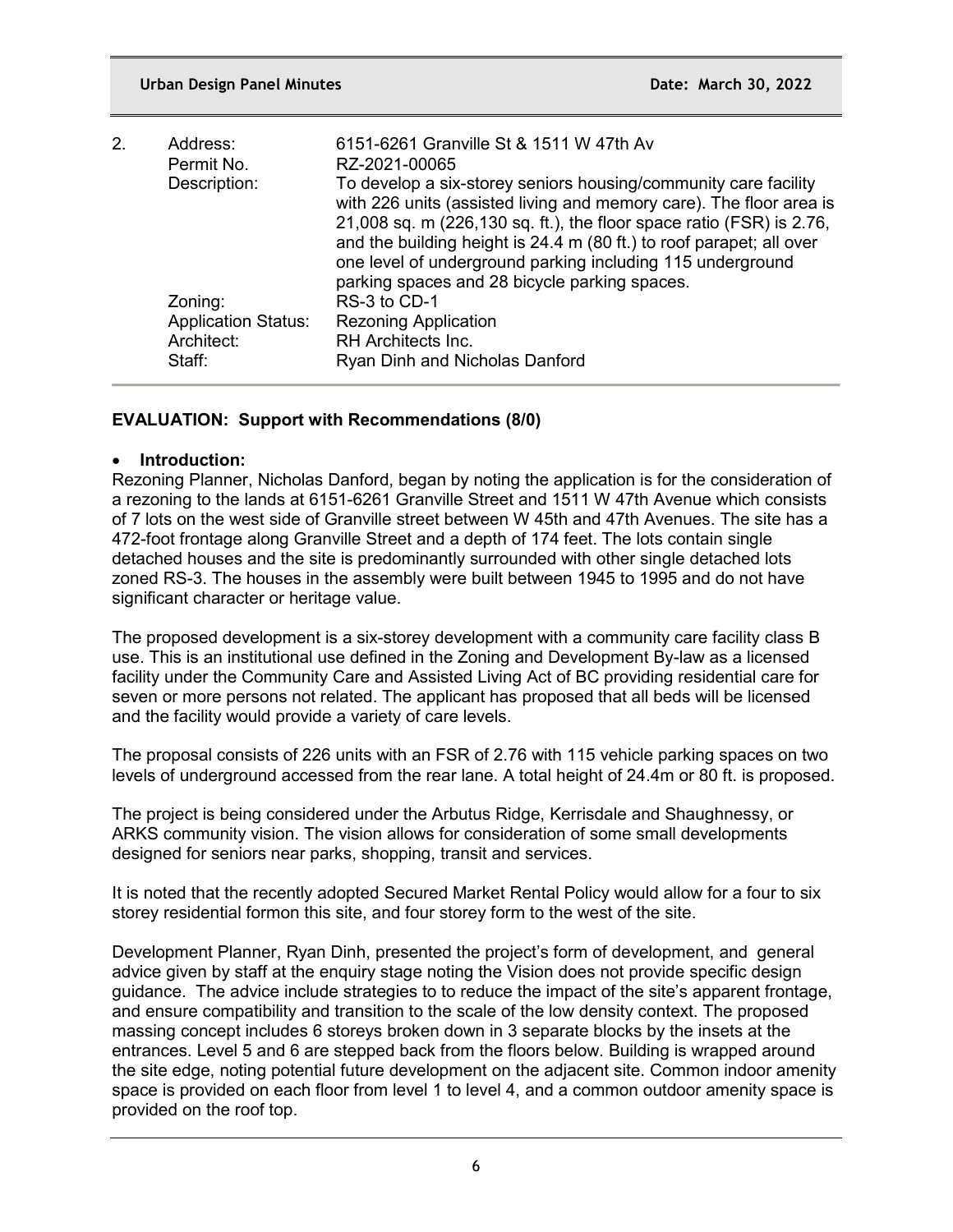| 2. | Address: | 6151-6261 Granville St & 1511 W 47th Av |
|---|---|---|
| | Permit No. | RZ-2021-00065 |
| | Description: | To develop a six-storey seniors housing/community care facility with 226 units (assisted living and memory care). The floor area is 21,008 sq. m (226,130 sq. ft.), the floor space ratio (FSR) is 2.76, and the building height is 24.4 m (80 ft.) to roof parapet; all over one level of underground parking including 115 underground parking spaces and 28 bicycle parking spaces. |
| | Zoning: | RS-3 to CD-1 |
| | Application Status: | Rezoning Application |
| | Architect: | RH Architects Inc. |
| | Staff: | Ryan Dinh and Nicholas Danford |

**EVALUATION: Support with Recommendations (8/0)**

- **Introduction:**

Rezoning Planner, Nicholas Danford, began by noting the application is for the consideration of a rezoning to the lands at 6151-6261 Granville Street and 1511 W 47th Avenue which consists of 7 lots on the west side of Granville street between W 45th and 47th Avenues. The site has a 472-foot frontage along Granville Street and a depth of 174 feet. The lots contain single detached houses and the site is predominantly surrounded with other single detached lots zoned RS-3. The houses in the assembly were built between 1945 to 1995 and do not have significant character or heritage value.

The proposed development is a six-storey development with a community care facility class B use. This is an institutional use defined in the Zoning and Development By-law as a licensed facility under the Community Care and Assisted Living Act of BC providing residential care for seven or more persons not related. The applicant has proposed that all beds will be licensed and the facility would provide a variety of care levels.

The proposal consists of 226 units with an FSR of 2.76 with 115 vehicle parking spaces on two levels of underground accessed from the rear lane. A total height of 24.4m or 80 ft. is proposed.

The project is being considered under the Arbutus Ridge, Kerrisdale and Shaughnessy, or ARKS community vision. The vision allows for consideration of some small developments designed for seniors near parks, shopping, transit and services.

It is noted that the recently adopted Secured Market Rental Policy would allow for a four to six storey residential formon this site, and four storey form to the west of the site.

Development Planner, Ryan Dinh, presented the project's form of development, and general advice given by staff at the enquiry stage noting the Vision does not provide specific design guidance. The advice include strategies to to reduce the impact of the site's apparent frontage, and ensure compatibility and transition to the scale of the low density context. The proposed massing concept includes 6 storeys broken down in 3 separate blocks by the insets at the entrances. Level 5 and 6 are stepped back from the floors below. Building is wrapped around the site edge, noting potential future development on the adjacent site. Common indoor amenity space is provided on each floor from level 1 to level 4, and a common outdoor amenity space is provided on the roof top.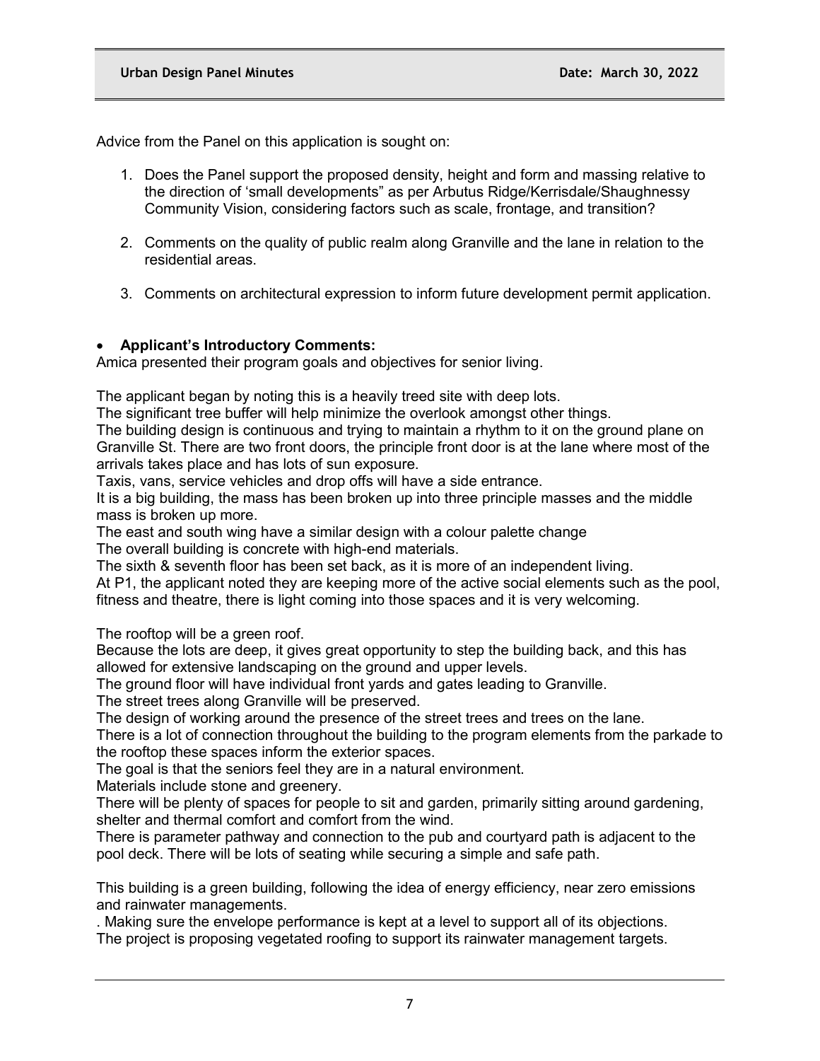Advice from the Panel on this application is sought on:

1. Does the Panel support the proposed density, height and form and massing relative to the direction of 'small developments" as per Arbutus Ridge/Kerrisdale/Shaughnessy Community Vision, considering factors such as scale, frontage, and transition?

2. Comments on the quality of public realm along Granville and the lane in relation to the residential areas.

3. Comments on architectural expression to inform future development permit application.

- **Applicant's Introductory Comments:**

Amica presented their program goals and objectives for senior living.

The applicant began by noting this is a heavily treed site with deep lots.
The significant tree buffer will help minimize the overlook amongst other things.
The building design is continuous and trying to maintain a rhythm to it on the ground plane on Granville St. There are two front doors, the principle front door is at the lane where most of the arrivals takes place and has lots of sun exposure.
Taxis, vans, service vehicles and drop offs will have a side entrance.
It is a big building, the mass has been broken up into three principle masses and the middle mass is broken up more.
The east and south wing have a similar design with a colour palette change
The overall building is concrete with high-end materials.
The sixth & seventh floor has been set back, as it is more of an independent living.
At P1, the applicant noted they are keeping more of the active social elements such as the pool, fitness and theatre, there is light coming into those spaces and it is very welcoming.

The rooftop will be a green roof.
Because the lots are deep, it gives great opportunity to step the building back, and this has allowed for extensive landscaping on the ground and upper levels.
The ground floor will have individual front yards and gates leading to Granville.
The street trees along Granville will be preserved.
The design of working around the presence of the street trees and trees on the lane.
There is a lot of connection throughout the building to the program elements from the parkade to the rooftop these spaces inform the exterior spaces.
The goal is that the seniors feel they are in a natural environment.
Materials include stone and greenery.
There will be plenty of spaces for people to sit and garden, primarily sitting around gardening, shelter and thermal comfort and comfort from the wind.
There is parameter pathway and connection to the pub and courtyard path is adjacent to the pool deck. There will be lots of seating while securing a simple and safe path.

This building is a green building, following the idea of energy efficiency, near zero emissions and rainwater managements.
. Making sure the envelope performance is kept at a level to support all of its objections.
The project is proposing vegetated roofing to support its rainwater management targets.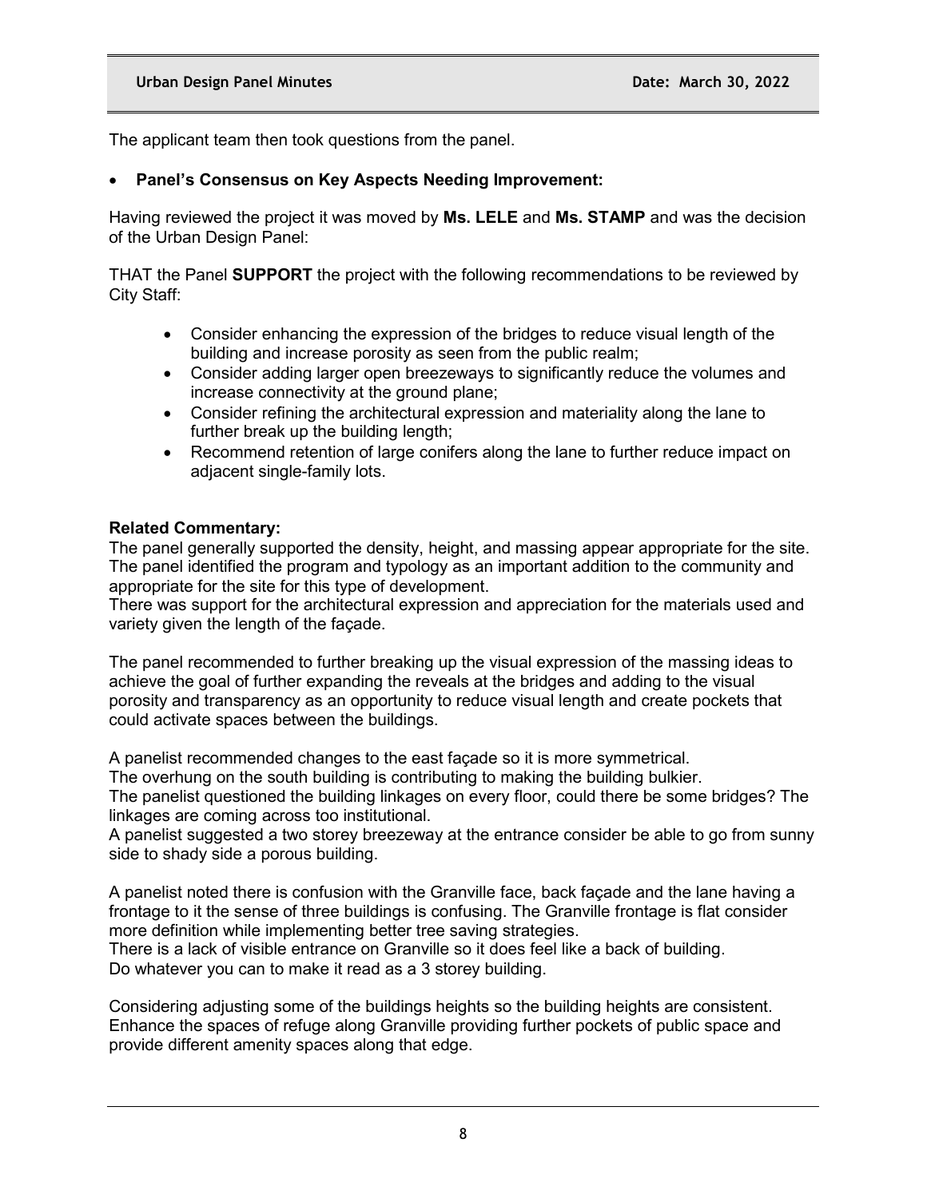The applicant team then took questions from the panel.

- **Panel's Consensus on Key Aspects Needing Improvement:**

Having reviewed the project it was moved by **Ms. LELE** and **Ms. STAMP** and was the decision of the Urban Design Panel:

THAT the Panel **SUPPORT** the project with the following recommendations to be reviewed by City Staff:

- Consider enhancing the expression of the bridges to reduce visual length of the building and increase porosity as seen from the public realm;
- Consider adding larger open breezeways to significantly reduce the volumes and increase connectivity at the ground plane;
- Consider refining the architectural expression and materiality along the lane to further break up the building length;
- Recommend retention of large conifers along the lane to further reduce impact on adjacent single-family lots.

**Related Commentary:**

The panel generally supported the density, height, and massing appear appropriate for the site. The panel identified the program and typology as an important addition to the community and appropriate for the site for this type of development.
There was support for the architectural expression and appreciation for the materials used and variety given the length of the façade.

The panel recommended to further breaking up the visual expression of the massing ideas to achieve the goal of further expanding the reveals at the bridges and adding to the visual porosity and transparency as an opportunity to reduce visual length and create pockets that could activate spaces between the buildings.

A panelist recommended changes to the east façade so it is more symmetrical.
The overhung on the south building is contributing to making the building bulkier.
The panelist questioned the building linkages on every floor, could there be some bridges? The linkages are coming across too institutional.
A panelist suggested a two storey breezeway at the entrance consider be able to go from sunny side to shady side a porous building.

A panelist noted there is confusion with the Granville face, back façade and the lane having a frontage to it the sense of three buildings is confusing. The Granville frontage is flat consider more definition while implementing better tree saving strategies.
There is a lack of visible entrance on Granville so it does feel like a back of building.
Do whatever you can to make it read as a 3 storey building.

Considering adjusting some of the buildings heights so the building heights are consistent.
Enhance the spaces of refuge along Granville providing further pockets of public space and provide different amenity spaces along that edge.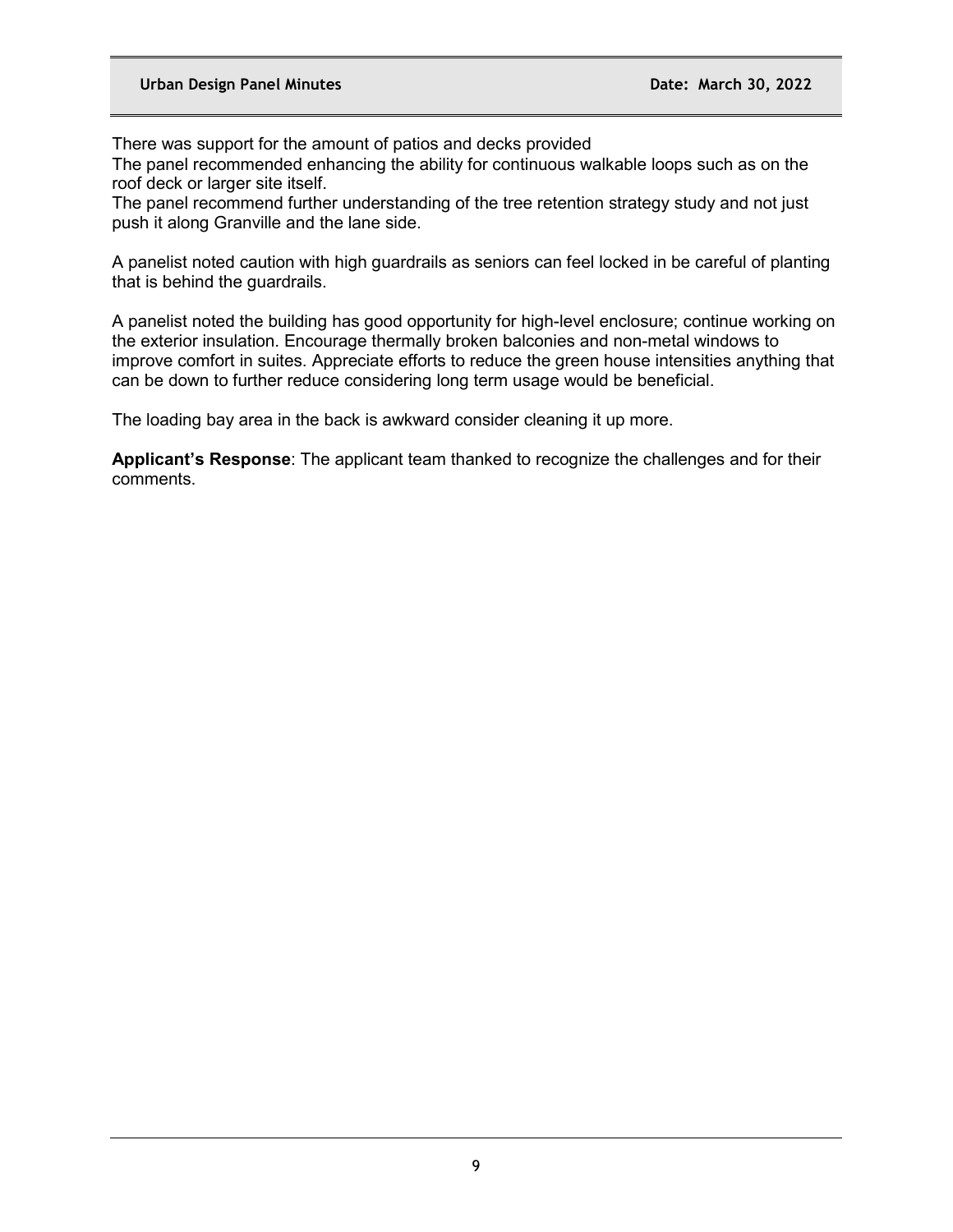There was support for the amount of patios and decks provided
The panel recommended enhancing the ability for continuous walkable loops such as on the roof deck or larger site itself.
The panel recommend further understanding of the tree retention strategy study and not just push it along Granville and the lane side.

A panelist noted caution with high guardrails as seniors can feel locked in be careful of planting that is behind the guardrails.

A panelist noted the building has good opportunity for high-level enclosure; continue working on the exterior insulation. Encourage thermally broken balconies and non-metal windows to improve comfort in suites. Appreciate efforts to reduce the green house intensities anything that can be down to further reduce considering long term usage would be beneficial.

The loading bay area in the back is awkward consider cleaning it up more.

**Applicant's Response**: The applicant team thanked to recognize the challenges and for their comments.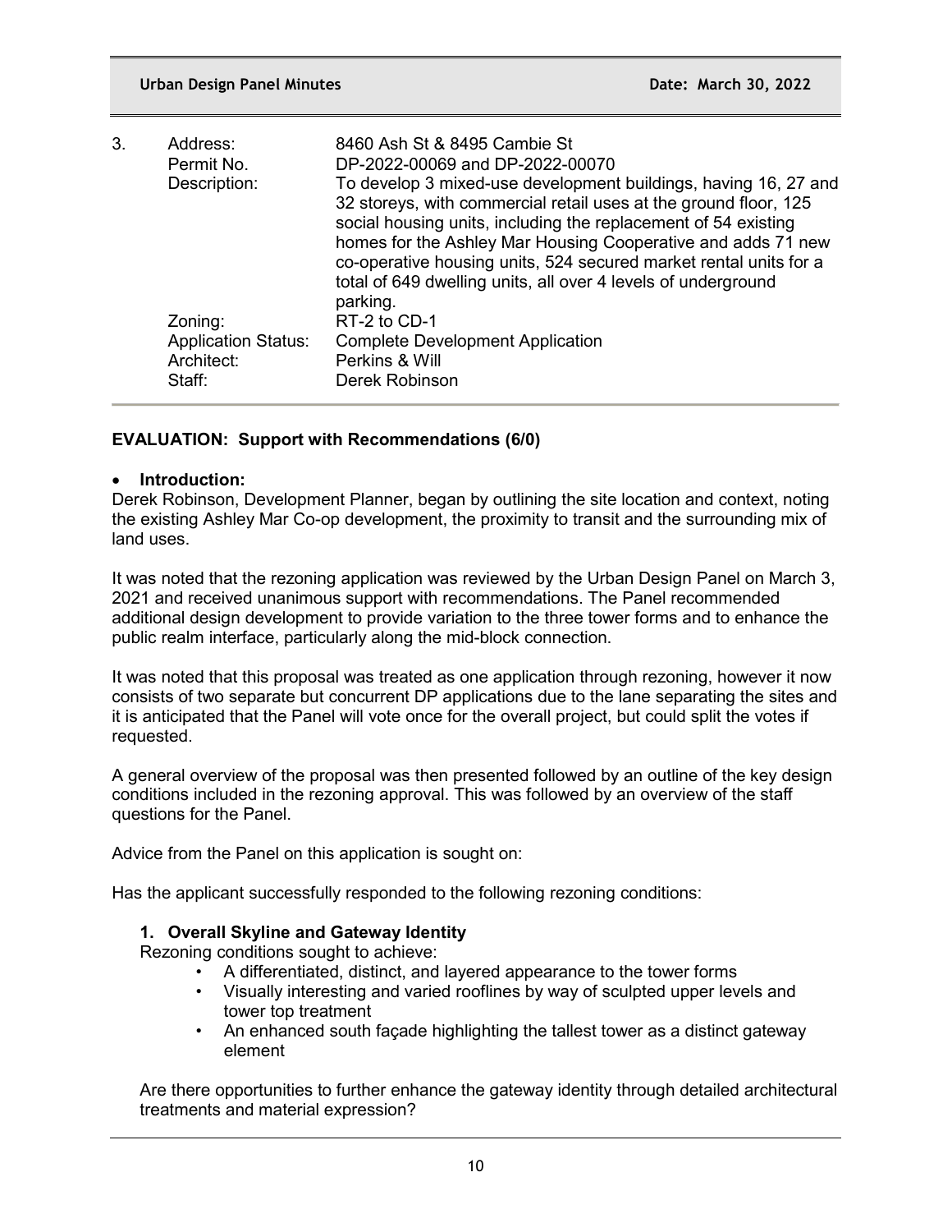3.

| Address: | 8460 Ash St & 8495 Cambie St |
|---|---|
| Permit No. | DP-2022-00069 and DP-2022-00070 |
| Description: | To develop 3 mixed-use development buildings, having 16, 27 and 32 storeys, with commercial retail uses at the ground floor, 125 social housing units, including the replacement of 54 existing homes for the Ashley Mar Housing Cooperative and adds 71 new co-operative housing units, 524 secured market rental units for a total of 649 dwelling units, all over 4 levels of underground parking. |
| Zoning: | RT-2 to CD-1 |
| Application Status: | Complete Development Application |
| Architect: | Perkins & Will |
| Staff: | Derek Robinson |

**EVALUATION: Support with Recommendations (6/0)**

- **Introduction:**

Derek Robinson, Development Planner, began by outlining the site location and context, noting the existing Ashley Mar Co-op development, the proximity to transit and the surrounding mix of land uses.

It was noted that the rezoning application was reviewed by the Urban Design Panel on March 3, 2021 and received unanimous support with recommendations. The Panel recommended additional design development to provide variation to the three tower forms and to enhance the public realm interface, particularly along the mid-block connection.

It was noted that this proposal was treated as one application through rezoning, however it now consists of two separate but concurrent DP applications due to the lane separating the sites and it is anticipated that the Panel will vote once for the overall project, but could split the votes if requested.

A general overview of the proposal was then presented followed by an outline of the key design conditions included in the rezoning approval. This was followed by an overview of the staff questions for the Panel.

Advice from the Panel on this application is sought on:

Has the applicant successfully responded to the following rezoning conditions:

**1. Overall Skyline and Gateway Identity**

Rezoning conditions sought to achieve:

- A differentiated, distinct, and layered appearance to the tower forms
- Visually interesting and varied rooflines by way of sculpted upper levels and tower top treatment
- An enhanced south façade highlighting the tallest tower as a distinct gateway element

Are there opportunities to further enhance the gateway identity through detailed architectural treatments and material expression?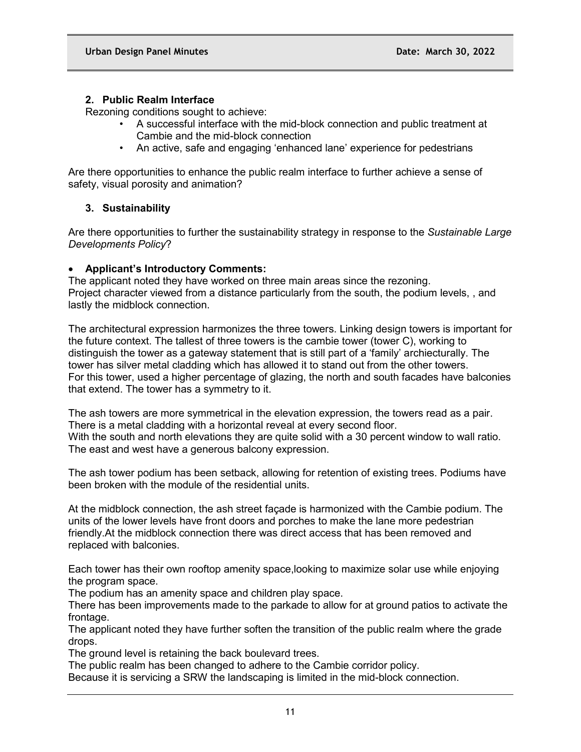2. **Public Realm Interface**

Rezoning conditions sought to achieve:

- A successful interface with the mid-block connection and public treatment at Cambie and the mid-block connection
- An active, safe and engaging 'enhanced lane' experience for pedestrians

Are there opportunities to enhance the public realm interface to further achieve a sense of safety, visual porosity and animation?

3. **Sustainability**

Are there opportunities to further the sustainability strategy in response to the *Sustainable Large Developments Policy*?

- **Applicant's Introductory Comments:**

The applicant noted they have worked on three main areas since the rezoning.
Project character viewed from a distance particularly from the south, the podium levels, , and lastly the midblock connection.

The architectural expression harmonizes the three towers. Linking design towers is important for the future context. The tallest of three towers is the cambie tower (tower C), working to distinguish the tower as a gateway statement that is still part of a 'family' archiecturally. The tower has silver metal cladding which has allowed it to stand out from the other towers.
For this tower, used a higher percentage of glazing, the north and south facades have balconies that extend. The tower has a symmetry to it.

The ash towers are more symmetrical in the elevation expression, the towers read as a pair. There is a metal cladding with a horizontal reveal at every second floor.
With the south and north elevations they are quite solid with a 30 percent window to wall ratio. The east and west have a generous balcony expression.

The ash tower podium has been setback, allowing for retention of existing trees. Podiums have been broken with the module of the residential units.

At the midblock connection, the ash street façade is harmonized with the Cambie podium. The units of the lower levels have front doors and porches to make the lane more pedestrian friendly.At the midblock connection there was direct access that has been removed and replaced with balconies.

Each tower has their own rooftop amenity space,looking to maximize solar use while enjoying the program space.
The podium has an amenity space and children play space.
There has been improvements made to the parkade to allow for at ground patios to activate the frontage.
The applicant noted they have further soften the transition of the public realm where the grade drops.
The ground level is retaining the back boulevard trees.
The public realm has been changed to adhere to the Cambie corridor policy.
Because it is servicing a SRW the landscaping is limited in the mid-block connection.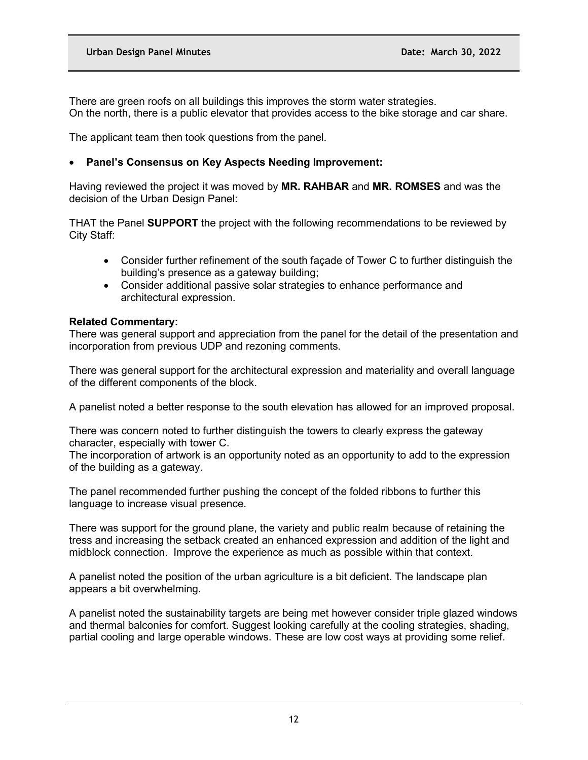There are green roofs on all buildings this improves the storm water strategies.
On the north, there is a public elevator that provides access to the bike storage and car share.

The applicant team then took questions from the panel.

- **Panel's Consensus on Key Aspects Needing Improvement:**

Having reviewed the project it was moved by **MR. RAHBAR** and **MR. ROMSES** and was the decision of the Urban Design Panel:

THAT the Panel **SUPPORT** the project with the following recommendations to be reviewed by City Staff:

- Consider further refinement of the south façade of Tower C to further distinguish the building's presence as a gateway building;
- Consider additional passive solar strategies to enhance performance and architectural expression.

**Related Commentary:**
There was general support and appreciation from the panel for the detail of the presentation and incorporation from previous UDP and rezoning comments.

There was general support for the architectural expression and materiality and overall language of the different components of the block.

A panelist noted a better response to the south elevation has allowed for an improved proposal.

There was concern noted to further distinguish the towers to clearly express the gateway character, especially with tower C.
The incorporation of artwork is an opportunity noted as an opportunity to add to the expression of the building as a gateway.

The panel recommended further pushing the concept of the folded ribbons to further this language to increase visual presence.

There was support for the ground plane, the variety and public realm because of retaining the tress and increasing the setback created an enhanced expression and addition of the light and midblock connection. Improve the experience as much as possible within that context.

A panelist noted the position of the urban agriculture is a bit deficient. The landscape plan appears a bit overwhelming.

A panelist noted the sustainability targets are being met however consider triple glazed windows and thermal balconies for comfort. Suggest looking carefully at the cooling strategies, shading, partial cooling and large operable windows. These are low cost ways at providing some relief.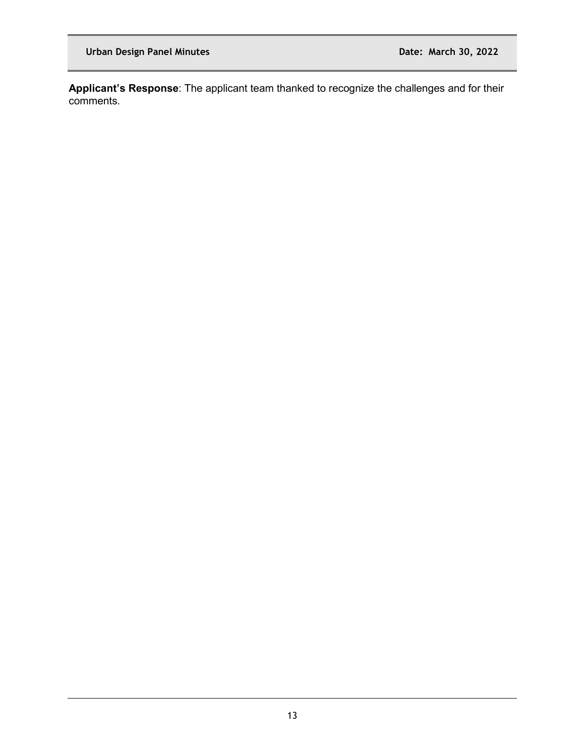**Applicant's Response**: The applicant team thanked to recognize the challenges and for their comments.